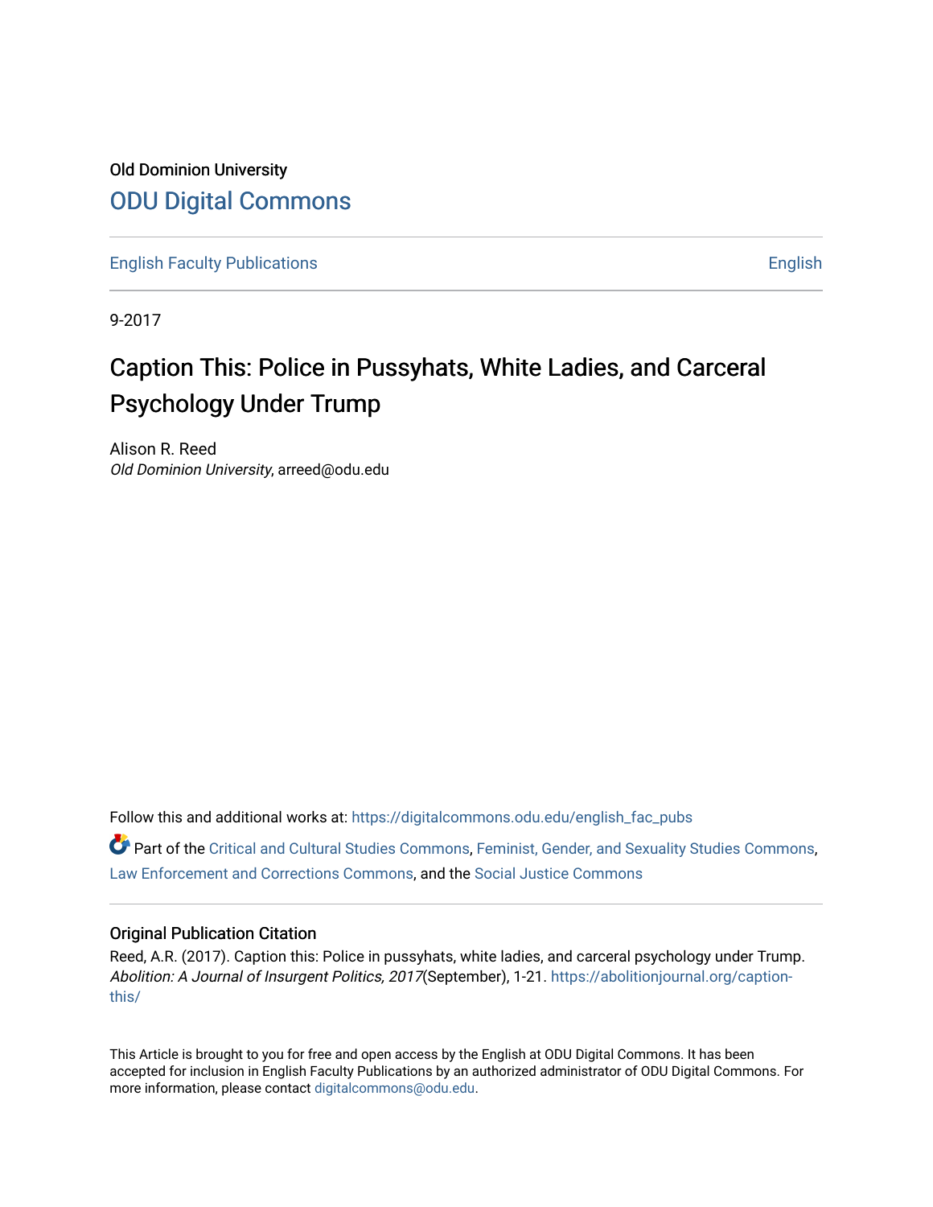Old Dominion University

ODU Digital Commons

English Faculty Publications

English

9-2017

# Caption This: Police in Pussyhats, White Ladies, and Carceral Psychology Under Trump

Alison R. Reed
*Old Dominion University*, arreed@odu.edu

Follow this and additional works at: https://digitalcommons.odu.edu/english_fac_pubs

Part of the Critical and Cultural Studies Commons, Feminist, Gender, and Sexuality Studies Commons, Law Enforcement and Corrections Commons, and the Social Justice Commons

## Original Publication Citation

Reed, A.R. (2017). Caption this: Police in pussyhats, white ladies, and carceral psychology under Trump. *Abolition: A Journal of Insurgent Politics, 2017*(September), 1-21. https://abolitionjournal.org/caption-this/

This Article is brought to you for free and open access by the English at ODU Digital Commons. It has been accepted for inclusion in English Faculty Publications by an authorized administrator of ODU Digital Commons. For more information, please contact digitalcommons@odu.edu.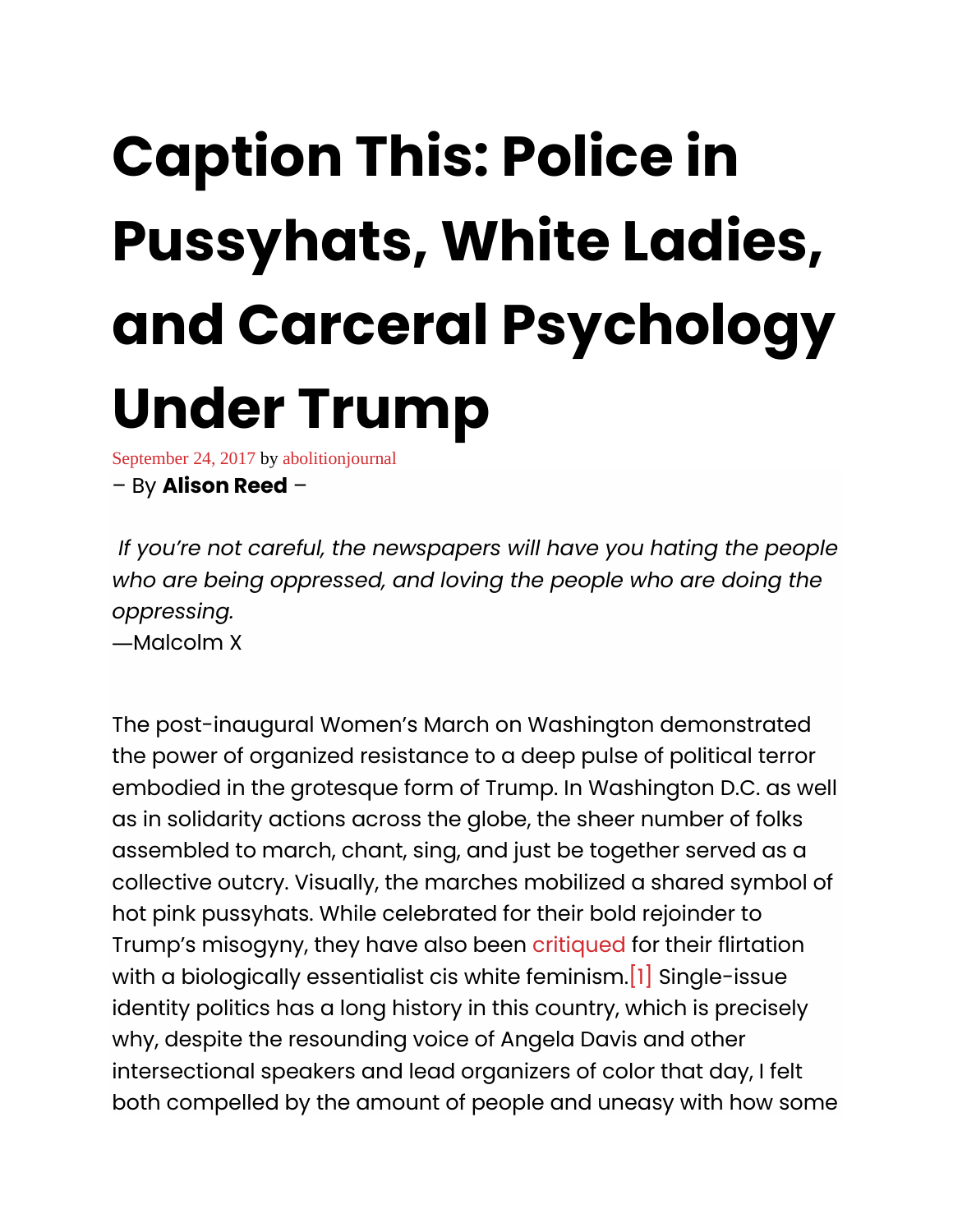# Caption This: Police in Pussyhats, White Ladies, and Carceral Psychology Under Trump

September 24, 2017 by abolitionjournal

– By **Alison Reed** –

*If you're not careful, the newspapers will have you hating the people who are being oppressed, and loving the people who are doing the oppressing.*
—Malcolm X

The post-inaugural Women's March on Washington demonstrated the power of organized resistance to a deep pulse of political terror embodied in the grotesque form of Trump. In Washington D.C. as well as in solidarity actions across the globe, the sheer number of folks assembled to march, chant, sing, and just be together served as a collective outcry. Visually, the marches mobilized a shared symbol of hot pink pussyhats. While celebrated for their bold rejoinder to Trump's misogyny, they have also been critiqued for their flirtation with a biologically essentialist cis white feminism.[1] Single-issue identity politics has a long history in this country, which is precisely why, despite the resounding voice of Angela Davis and other intersectional speakers and lead organizers of color that day, I felt both compelled by the amount of people and uneasy with how some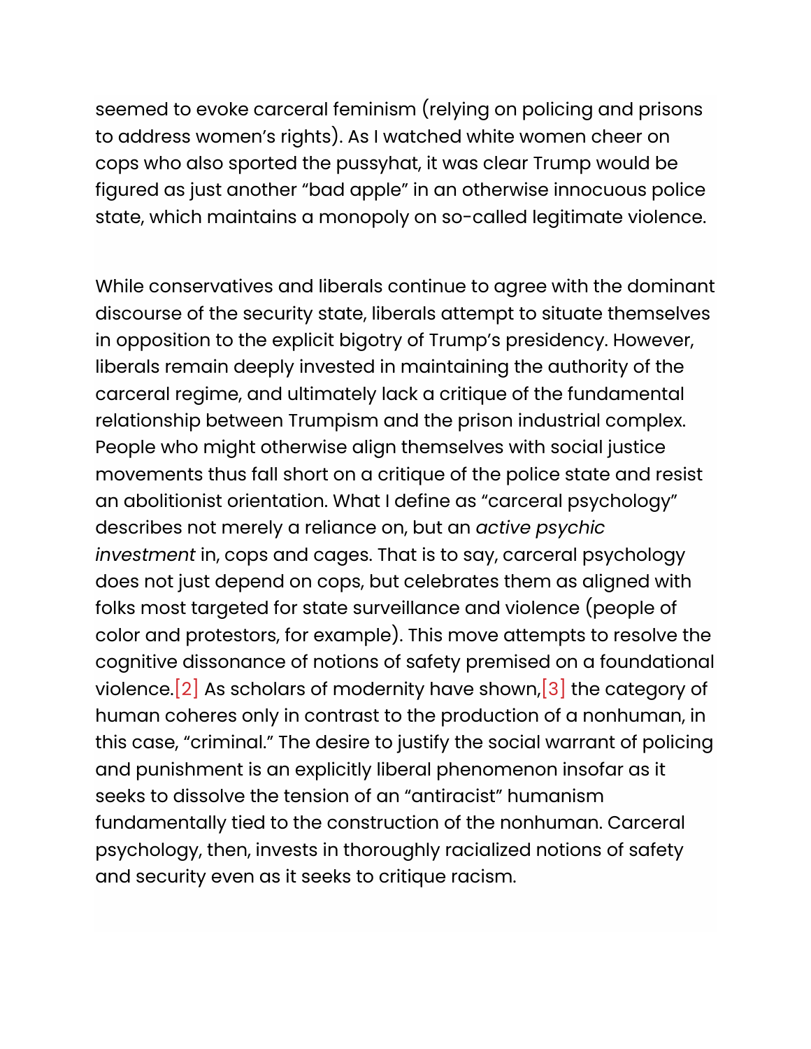seemed to evoke carceral feminism (relying on policing and prisons to address women's rights). As I watched white women cheer on cops who also sported the pussyhat, it was clear Trump would be figured as just another "bad apple" in an otherwise innocuous police state, which maintains a monopoly on so-called legitimate violence.

While conservatives and liberals continue to agree with the dominant discourse of the security state, liberals attempt to situate themselves in opposition to the explicit bigotry of Trump's presidency. However, liberals remain deeply invested in maintaining the authority of the carceral regime, and ultimately lack a critique of the fundamental relationship between Trumpism and the prison industrial complex. People who might otherwise align themselves with social justice movements thus fall short on a critique of the police state and resist an abolitionist orientation. What I define as "carceral psychology" describes not merely a reliance on, but an *active psychic investment* in, cops and cages. That is to say, carceral psychology does not just depend on cops, but celebrates them as aligned with folks most targeted for state surveillance and violence (people of color and protestors, for example). This move attempts to resolve the cognitive dissonance of notions of safety premised on a foundational violence.[2] As scholars of modernity have shown,[3] the category of human coheres only in contrast to the production of a nonhuman, in this case, "criminal." The desire to justify the social warrant of policing and punishment is an explicitly liberal phenomenon insofar as it seeks to dissolve the tension of an "antiracist" humanism fundamentally tied to the construction of the nonhuman. Carceral psychology, then, invests in thoroughly racialized notions of safety and security even as it seeks to critique racism.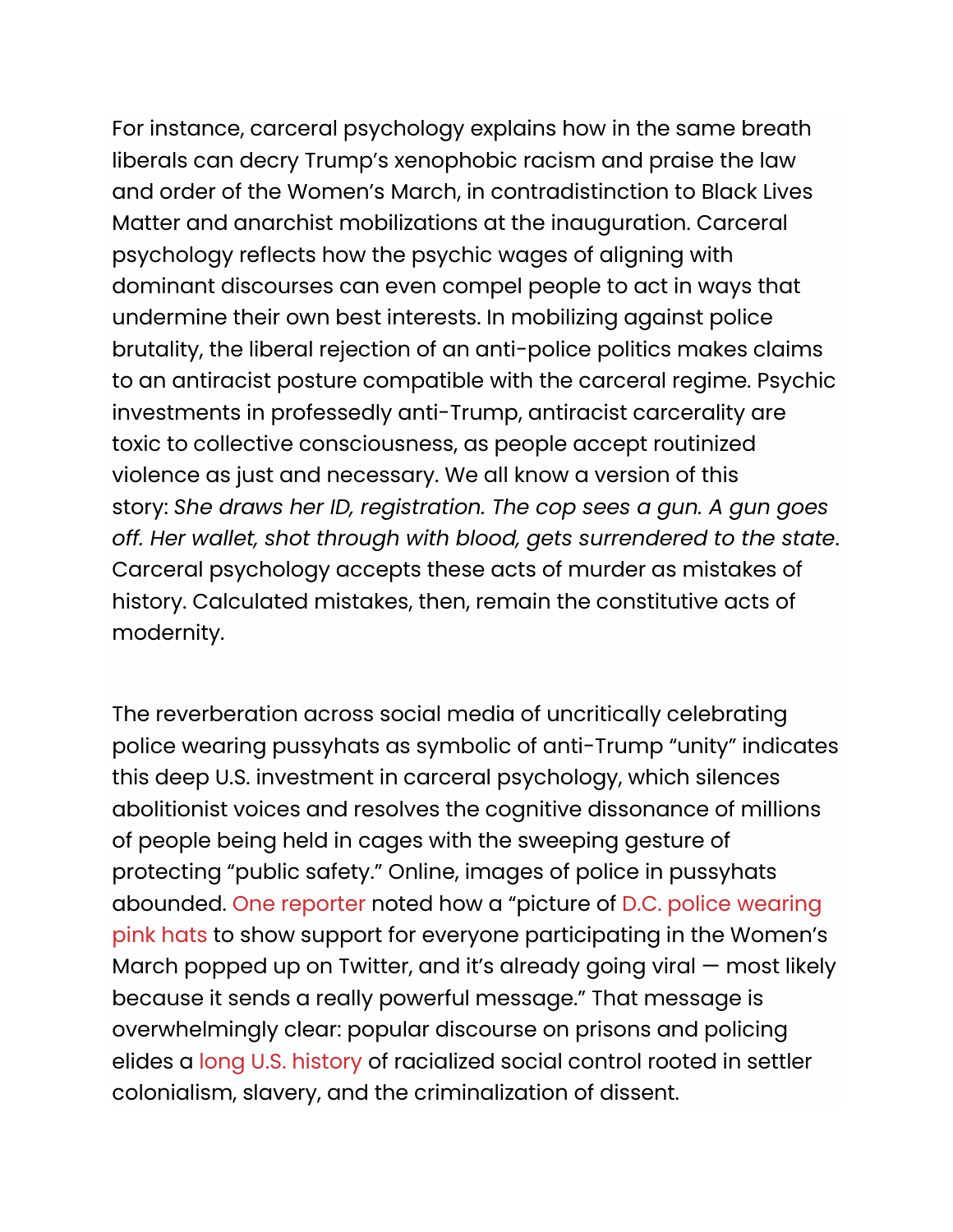For instance, carceral psychology explains how in the same breath liberals can decry Trump's xenophobic racism and praise the law and order of the Women's March, in contradistinction to Black Lives Matter and anarchist mobilizations at the inauguration. Carceral psychology reflects how the psychic wages of aligning with dominant discourses can even compel people to act in ways that undermine their own best interests. In mobilizing against police brutality, the liberal rejection of an anti-police politics makes claims to an antiracist posture compatible with the carceral regime. Psychic investments in professedly anti-Trump, antiracist carcerality are toxic to collective consciousness, as people accept routinized violence as just and necessary. We all know a version of this story: *She draws her ID, registration. The cop sees a gun. A gun goes off. Her wallet, shot through with blood, gets surrendered to the state*. Carceral psychology accepts these acts of murder as mistakes of history. Calculated mistakes, then, remain the constitutive acts of modernity.

The reverberation across social media of uncritically celebrating police wearing pussyhats as symbolic of anti-Trump "unity" indicates this deep U.S. investment in carceral psychology, which silences abolitionist voices and resolves the cognitive dissonance of millions of people being held in cages with the sweeping gesture of protecting "public safety." Online, images of police in pussyhats abounded. One reporter noted how a "picture of D.C. police wearing pink hats to show support for everyone participating in the Women's March popped up on Twitter, and it's already going viral — most likely because it sends a really powerful message." That message is overwhelmingly clear: popular discourse on prisons and policing elides a long U.S. history of racialized social control rooted in settler colonialism, slavery, and the criminalization of dissent.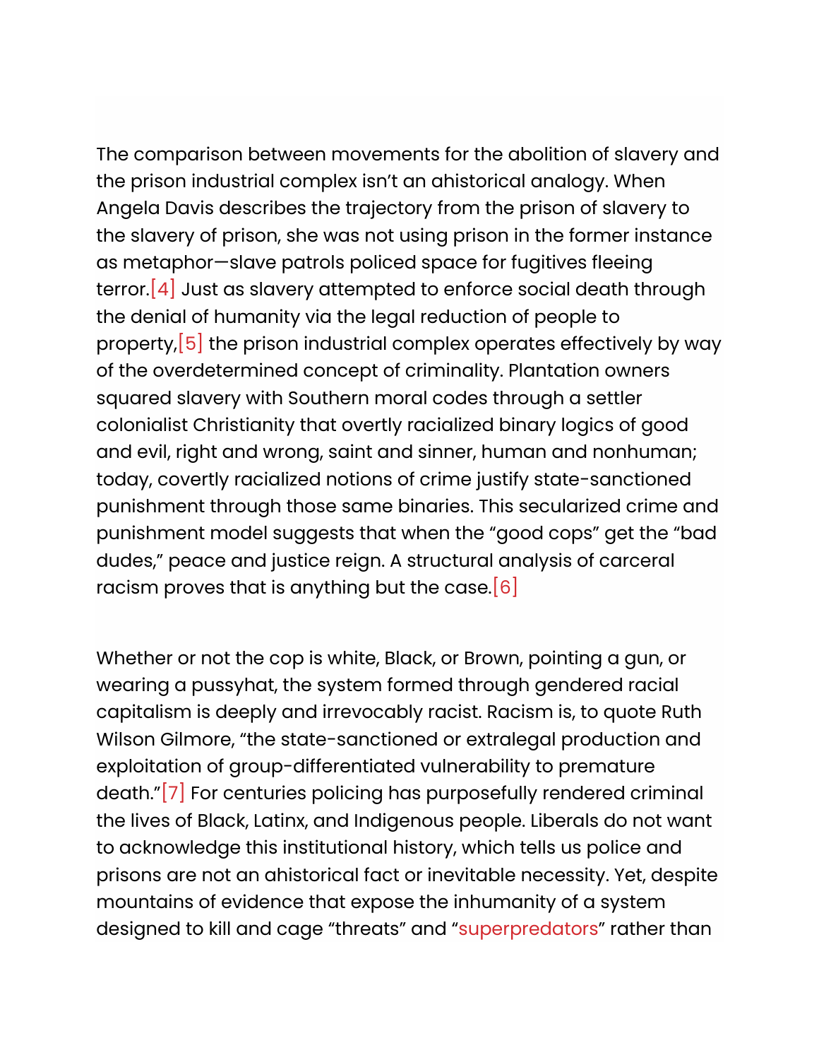The comparison between movements for the abolition of slavery and the prison industrial complex isn't an ahistorical analogy. When Angela Davis describes the trajectory from the prison of slavery to the slavery of prison, she was not using prison in the former instance as metaphor—slave patrols policed space for fugitives fleeing terror.[4] Just as slavery attempted to enforce social death through the denial of humanity via the legal reduction of people to property,[5] the prison industrial complex operates effectively by way of the overdetermined concept of criminality. Plantation owners squared slavery with Southern moral codes through a settler colonialist Christianity that overtly racialized binary logics of good and evil, right and wrong, saint and sinner, human and nonhuman; today, covertly racialized notions of crime justify state-sanctioned punishment through those same binaries. This secularized crime and punishment model suggests that when the "good cops" get the "bad dudes," peace and justice reign. A structural analysis of carceral racism proves that is anything but the case.[6]

Whether or not the cop is white, Black, or Brown, pointing a gun, or wearing a pussyhat, the system formed through gendered racial capitalism is deeply and irrevocably racist. Racism is, to quote Ruth Wilson Gilmore, "the state-sanctioned or extralegal production and exploitation of group-differentiated vulnerability to premature death."[7] For centuries policing has purposefully rendered criminal the lives of Black, Latinx, and Indigenous people. Liberals do not want to acknowledge this institutional history, which tells us police and prisons are not an ahistorical fact or inevitable necessity. Yet, despite mountains of evidence that expose the inhumanity of a system designed to kill and cage "threats" and "superpredators" rather than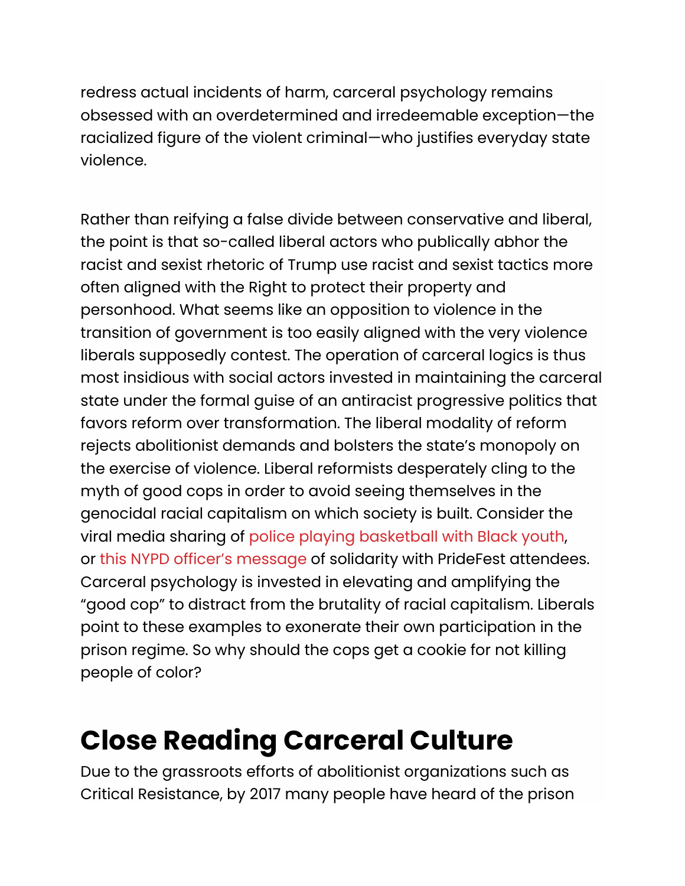redress actual incidents of harm, carceral psychology remains obsessed with an overdetermined and irredeemable exception—the racialized figure of the violent criminal—who justifies everyday state violence.

Rather than reifying a false divide between conservative and liberal, the point is that so-called liberal actors who publically abhor the racist and sexist rhetoric of Trump use racist and sexist tactics more often aligned with the Right to protect their property and personhood. What seems like an opposition to violence in the transition of government is too easily aligned with the very violence liberals supposedly contest. The operation of carceral logics is thus most insidious with social actors invested in maintaining the carceral state under the formal guise of an antiracist progressive politics that favors reform over transformation. The liberal modality of reform rejects abolitionist demands and bolsters the state's monopoly on the exercise of violence. Liberal reformists desperately cling to the myth of good cops in order to avoid seeing themselves in the genocidal racial capitalism on which society is built. Consider the viral media sharing of police playing basketball with Black youth, or this NYPD officer's message of solidarity with PrideFest attendees. Carceral psychology is invested in elevating and amplifying the "good cop" to distract from the brutality of racial capitalism. Liberals point to these examples to exonerate their own participation in the prison regime. So why should the cops get a cookie for not killing people of color?

## Close Reading Carceral Culture

Due to the grassroots efforts of abolitionist organizations such as Critical Resistance, by 2017 many people have heard of the prison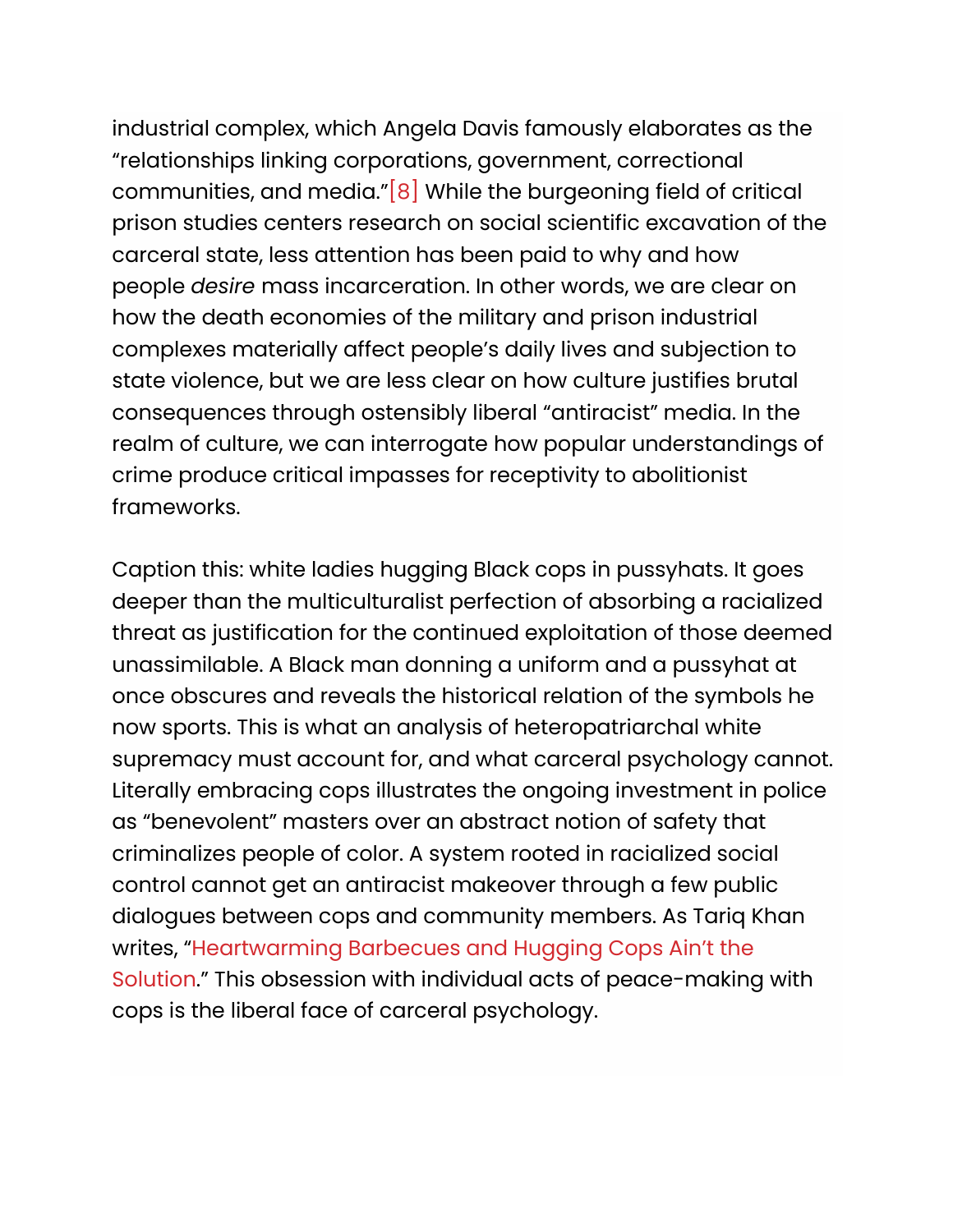industrial complex, which Angela Davis famously elaborates as the "relationships linking corporations, government, correctional communities, and media."[8] While the burgeoning field of critical prison studies centers research on social scientific excavation of the carceral state, less attention has been paid to why and how people *desire* mass incarceration. In other words, we are clear on how the death economies of the military and prison industrial complexes materially affect people's daily lives and subjection to state violence, but we are less clear on how culture justifies brutal consequences through ostensibly liberal "antiracist" media. In the realm of culture, we can interrogate how popular understandings of crime produce critical impasses for receptivity to abolitionist frameworks.

Caption this: white ladies hugging Black cops in pussyhats. It goes deeper than the multiculturalist perfection of absorbing a racialized threat as justification for the continued exploitation of those deemed unassimilable. A Black man donning a uniform and a pussyhat at once obscures and reveals the historical relation of the symbols he now sports. This is what an analysis of heteropatriarchal white supremacy must account for, and what carceral psychology cannot. Literally embracing cops illustrates the ongoing investment in police as "benevolent" masters over an abstract notion of safety that criminalizes people of color. A system rooted in racialized social control cannot get an antiracist makeover through a few public dialogues between cops and community members. As Tariq Khan writes, "Heartwarming Barbecues and Hugging Cops Ain't the Solution." This obsession with individual acts of peace-making with cops is the liberal face of carceral psychology.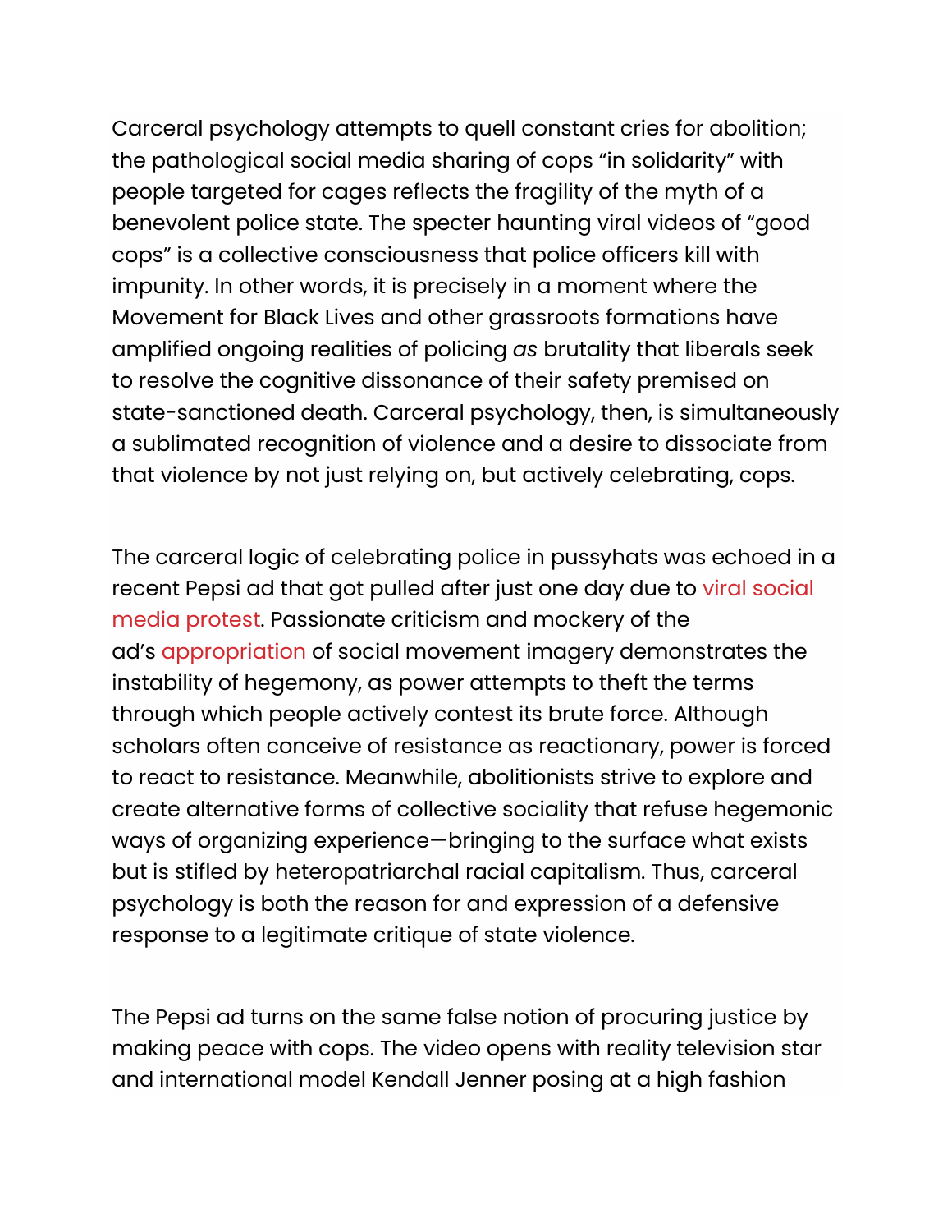Carceral psychology attempts to quell constant cries for abolition; the pathological social media sharing of cops "in solidarity" with people targeted for cages reflects the fragility of the myth of a benevolent police state. The specter haunting viral videos of "good cops" is a collective consciousness that police officers kill with impunity. In other words, it is precisely in a moment where the Movement for Black Lives and other grassroots formations have amplified ongoing realities of policing *as* brutality that liberals seek to resolve the cognitive dissonance of their safety premised on state-sanctioned death. Carceral psychology, then, is simultaneously a sublimated recognition of violence and a desire to dissociate from that violence by not just relying on, but actively celebrating, cops.

The carceral logic of celebrating police in pussyhats was echoed in a recent Pepsi ad that got pulled after just one day due to viral social media protest. Passionate criticism and mockery of the ad's appropriation of social movement imagery demonstrates the instability of hegemony, as power attempts to theft the terms through which people actively contest its brute force. Although scholars often conceive of resistance as reactionary, power is forced to react to resistance. Meanwhile, abolitionists strive to explore and create alternative forms of collective sociality that refuse hegemonic ways of organizing experience—bringing to the surface what exists but is stifled by heteropatriarchal racial capitalism. Thus, carceral psychology is both the reason for and expression of a defensive response to a legitimate critique of state violence.

The Pepsi ad turns on the same false notion of procuring justice by making peace with cops. The video opens with reality television star and international model Kendall Jenner posing at a high fashion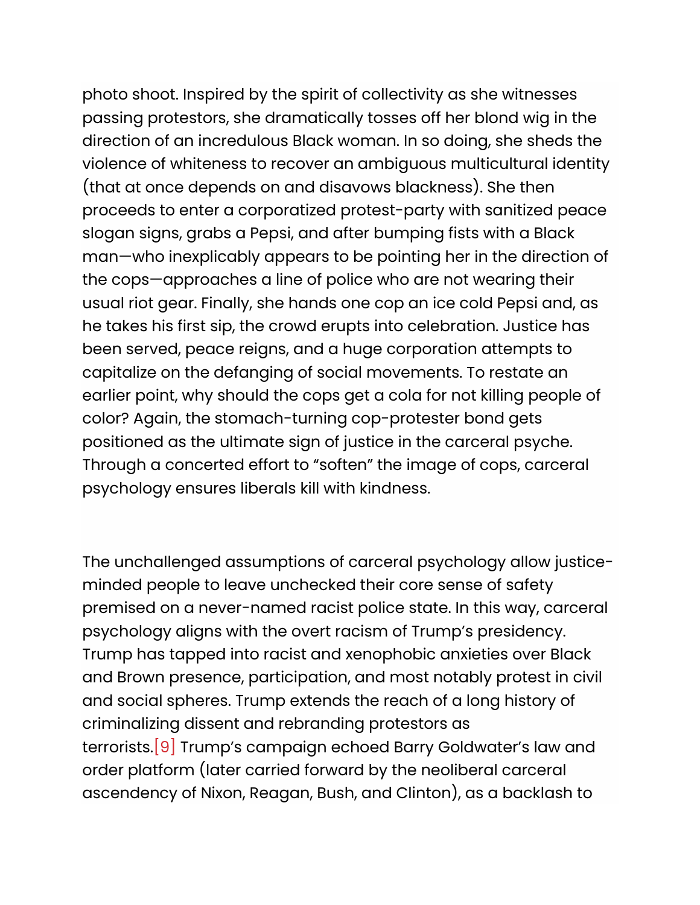photo shoot. Inspired by the spirit of collectivity as she witnesses passing protestors, she dramatically tosses off her blond wig in the direction of an incredulous Black woman. In so doing, she sheds the violence of whiteness to recover an ambiguous multicultural identity (that at once depends on and disavows blackness). She then proceeds to enter a corporatized protest-party with sanitized peace slogan signs, grabs a Pepsi, and after bumping fists with a Black man—who inexplicably appears to be pointing her in the direction of the cops—approaches a line of police who are not wearing their usual riot gear. Finally, she hands one cop an ice cold Pepsi and, as he takes his first sip, the crowd erupts into celebration. Justice has been served, peace reigns, and a huge corporation attempts to capitalize on the defanging of social movements. To restate an earlier point, why should the cops get a cola for not killing people of color? Again, the stomach-turning cop-protester bond gets positioned as the ultimate sign of justice in the carceral psyche. Through a concerted effort to "soften" the image of cops, carceral psychology ensures liberals kill with kindness.

The unchallenged assumptions of carceral psychology allow justice-minded people to leave unchecked their core sense of safety premised on a never-named racist police state. In this way, carceral psychology aligns with the overt racism of Trump's presidency. Trump has tapped into racist and xenophobic anxieties over Black and Brown presence, participation, and most notably protest in civil and social spheres. Trump extends the reach of a long history of criminalizing dissent and rebranding protestors as terrorists.[9] Trump's campaign echoed Barry Goldwater's law and order platform (later carried forward by the neoliberal carceral ascendancy of Nixon, Reagan, Bush, and Clinton), as a backlash to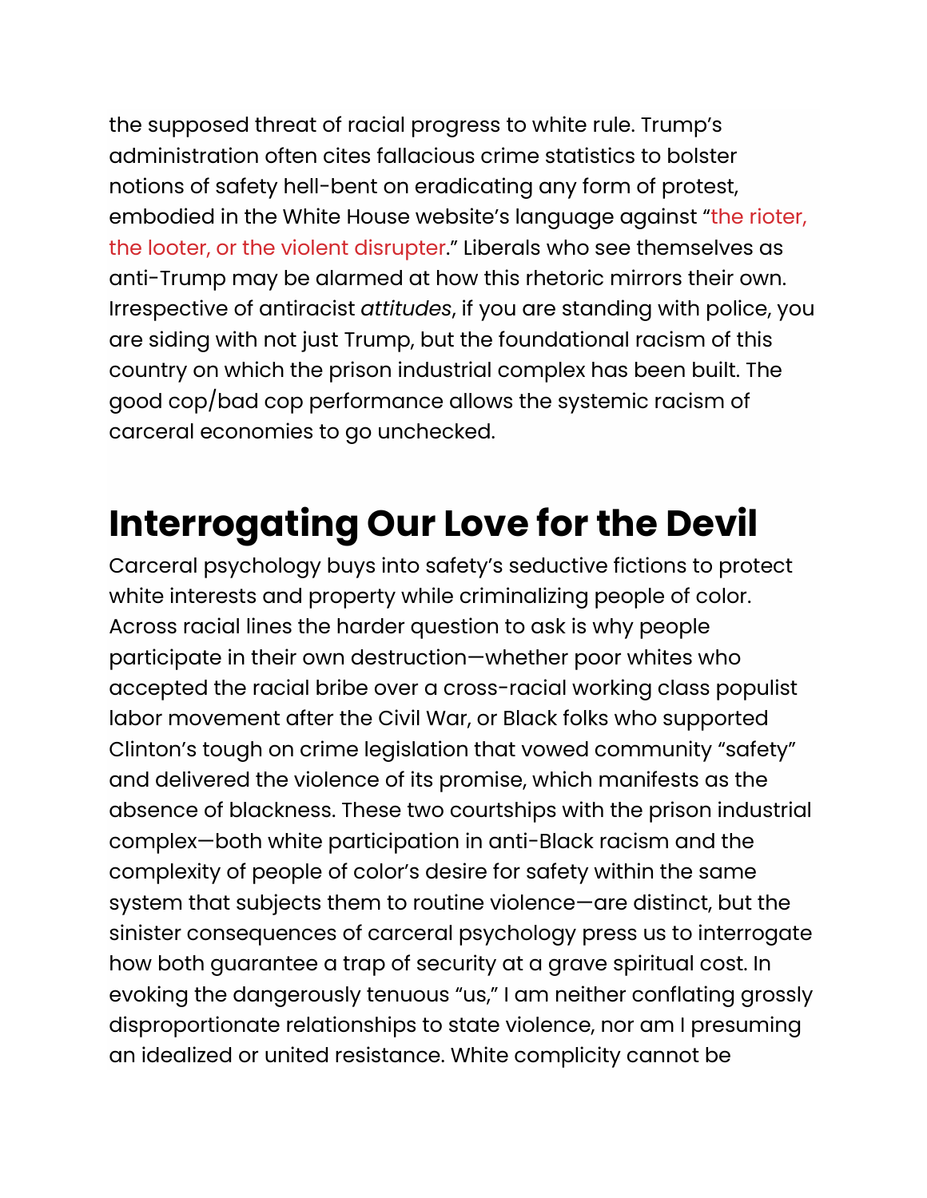the supposed threat of racial progress to white rule. Trump's administration often cites fallacious crime statistics to bolster notions of safety hell-bent on eradicating any form of protest, embodied in the White House website's language against "the rioter, the looter, or the violent disrupter." Liberals who see themselves as anti-Trump may be alarmed at how this rhetoric mirrors their own. Irrespective of antiracist *attitudes*, if you are standing with police, you are siding with not just Trump, but the foundational racism of this country on which the prison industrial complex has been built. The good cop/bad cop performance allows the systemic racism of carceral economies to go unchecked.

## Interrogating Our Love for the Devil

Carceral psychology buys into safety's seductive fictions to protect white interests and property while criminalizing people of color. Across racial lines the harder question to ask is why people participate in their own destruction—whether poor whites who accepted the racial bribe over a cross-racial working class populist labor movement after the Civil War, or Black folks who supported Clinton's tough on crime legislation that vowed community "safety" and delivered the violence of its promise, which manifests as the absence of blackness. These two courtships with the prison industrial complex—both white participation in anti-Black racism and the complexity of people of color's desire for safety within the same system that subjects them to routine violence—are distinct, but the sinister consequences of carceral psychology press us to interrogate how both guarantee a trap of security at a grave spiritual cost. In evoking the dangerously tenuous "us," I am neither conflating grossly disproportionate relationships to state violence, nor am I presuming an idealized or united resistance. White complicity cannot be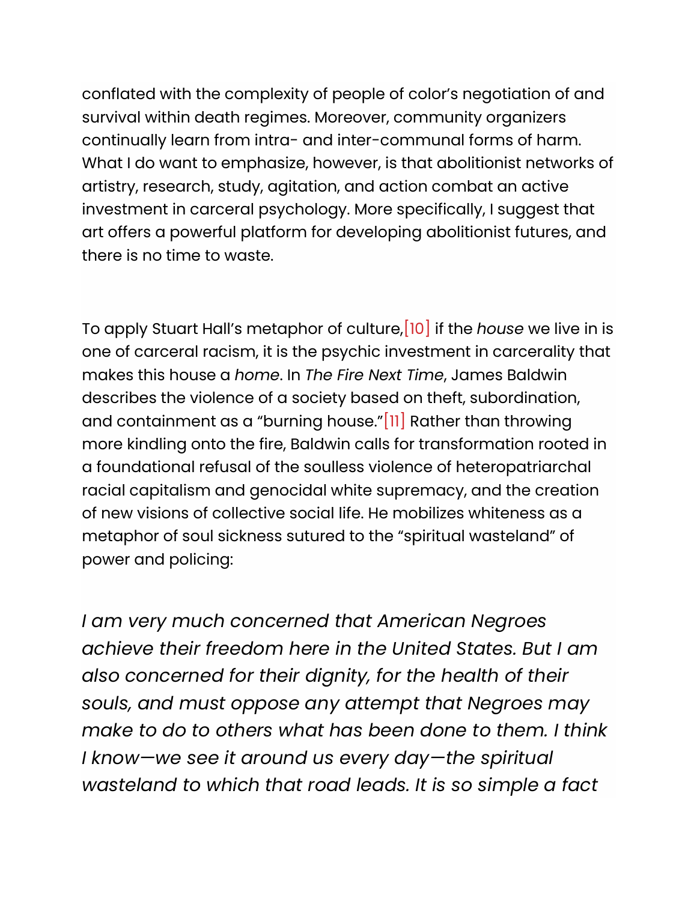conflated with the complexity of people of color's negotiation of and survival within death regimes. Moreover, community organizers continually learn from intra- and inter-communal forms of harm. What I do want to emphasize, however, is that abolitionist networks of artistry, research, study, agitation, and action combat an active investment in carceral psychology. More specifically, I suggest that art offers a powerful platform for developing abolitionist futures, and there is no time to waste.

To apply Stuart Hall's metaphor of culture,[10] if the *house* we live in is one of carceral racism, it is the psychic investment in carcerality that makes this house a *home*. In *The Fire Next Time*, James Baldwin describes the violence of a society based on theft, subordination, and containment as a "burning house."[11] Rather than throwing more kindling onto the fire, Baldwin calls for transformation rooted in a foundational refusal of the soulless violence of heteropatriarchal racial capitalism and genocidal white supremacy, and the creation of new visions of collective social life. He mobilizes whiteness as a metaphor of soul sickness sutured to the "spiritual wasteland" of power and policing:

*I am very much concerned that American Negroes achieve their freedom here in the United States. But I am also concerned for their dignity, for the health of their souls, and must oppose any attempt that Negroes may make to do to others what has been done to them. I think I know—we see it around us every day—the spiritual wasteland to which that road leads. It is so simple a fact*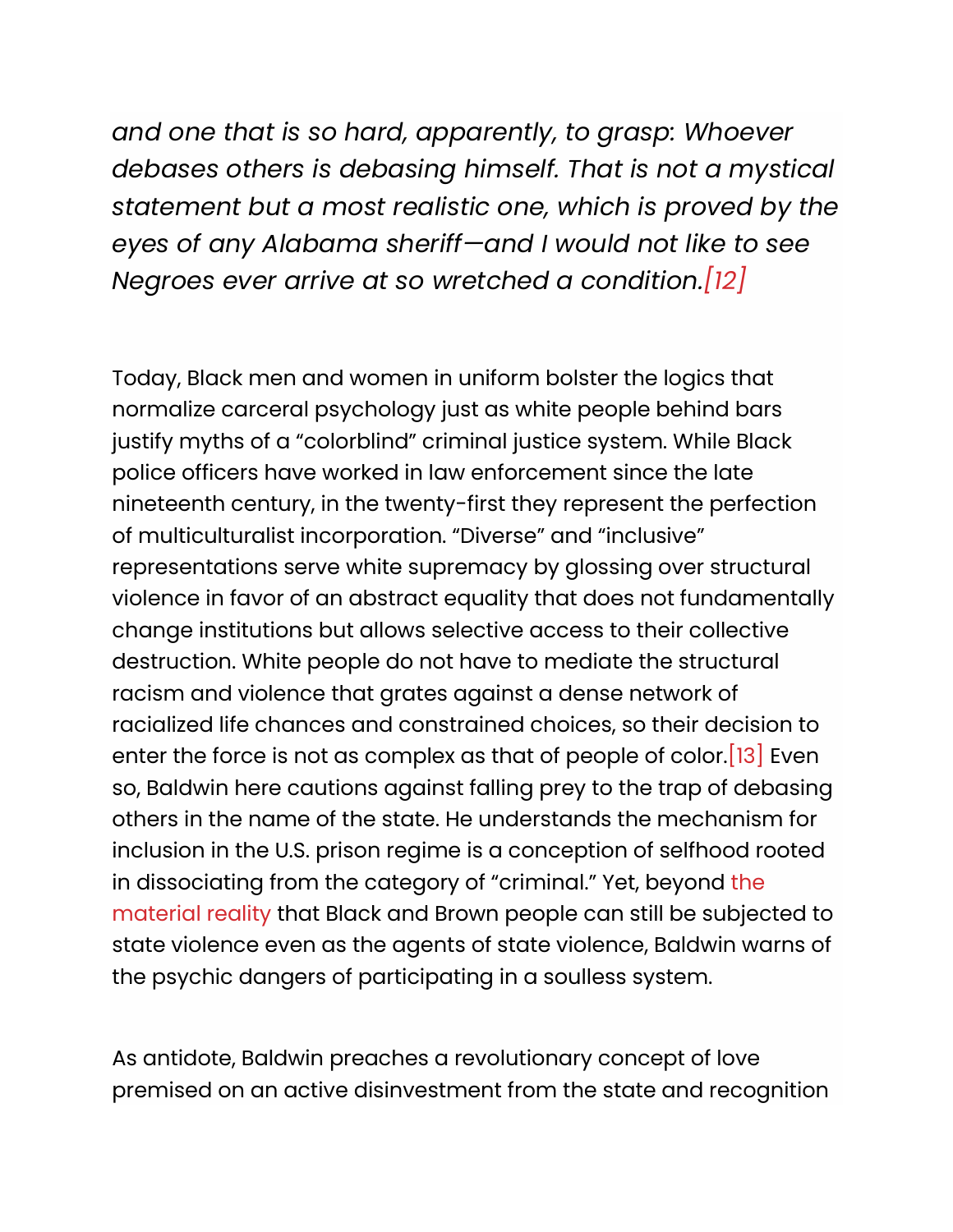*and one that is so hard, apparently, to grasp: Whoever debases others is debasing himself. That is not a mystical statement but a most realistic one, which is proved by the eyes of any Alabama sheriff—and I would not like to see Negroes ever arrive at so wretched a condition.*[12]

Today, Black men and women in uniform bolster the logics that normalize carceral psychology just as white people behind bars justify myths of a "colorblind" criminal justice system. While Black police officers have worked in law enforcement since the late nineteenth century, in the twenty-first they represent the perfection of multiculturalist incorporation. "Diverse" and "inclusive" representations serve white supremacy by glossing over structural violence in favor of an abstract equality that does not fundamentally change institutions but allows selective access to their collective destruction. White people do not have to mediate the structural racism and violence that grates against a dense network of racialized life chances and constrained choices, so their decision to enter the force is not as complex as that of people of color.[13] Even so, Baldwin here cautions against falling prey to the trap of debasing others in the name of the state. He understands the mechanism for inclusion in the U.S. prison regime is a conception of selfhood rooted in dissociating from the category of "criminal." Yet, beyond the material reality that Black and Brown people can still be subjected to state violence even as the agents of state violence, Baldwin warns of the psychic dangers of participating in a soulless system.

As antidote, Baldwin preaches a revolutionary concept of love premised on an active disinvestment from the state and recognition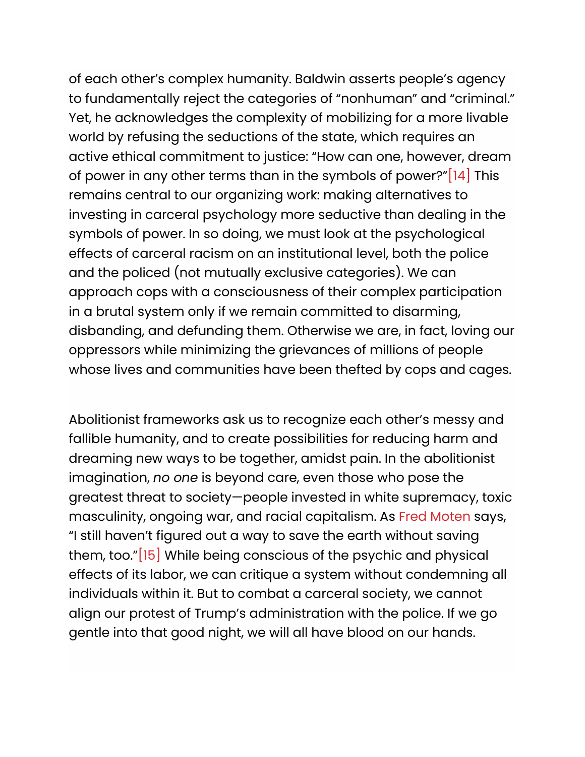of each other's complex humanity. Baldwin asserts people's agency to fundamentally reject the categories of "nonhuman" and "criminal." Yet, he acknowledges the complexity of mobilizing for a more livable world by refusing the seductions of the state, which requires an active ethical commitment to justice: "How can one, however, dream of power in any other terms than in the symbols of power?"[14] This remains central to our organizing work: making alternatives to investing in carceral psychology more seductive than dealing in the symbols of power. In so doing, we must look at the psychological effects of carceral racism on an institutional level, both the police and the policed (not mutually exclusive categories). We can approach cops with a consciousness of their complex participation in a brutal system only if we remain committed to disarming, disbanding, and defunding them. Otherwise we are, in fact, loving our oppressors while minimizing the grievances of millions of people whose lives and communities have been thefted by cops and cages.

Abolitionist frameworks ask us to recognize each other's messy and fallible humanity, and to create possibilities for reducing harm and dreaming new ways to be together, amidst pain. In the abolitionist imagination, *no one* is beyond care, even those who pose the greatest threat to society—people invested in white supremacy, toxic masculinity, ongoing war, and racial capitalism. As Fred Moten says, "I still haven't figured out a way to save the earth without saving them, too."[15] While being conscious of the psychic and physical effects of its labor, we can critique a system without condemning all individuals within it. But to combat a carceral society, we cannot align our protest of Trump's administration with the police. If we go gentle into that good night, we will all have blood on our hands.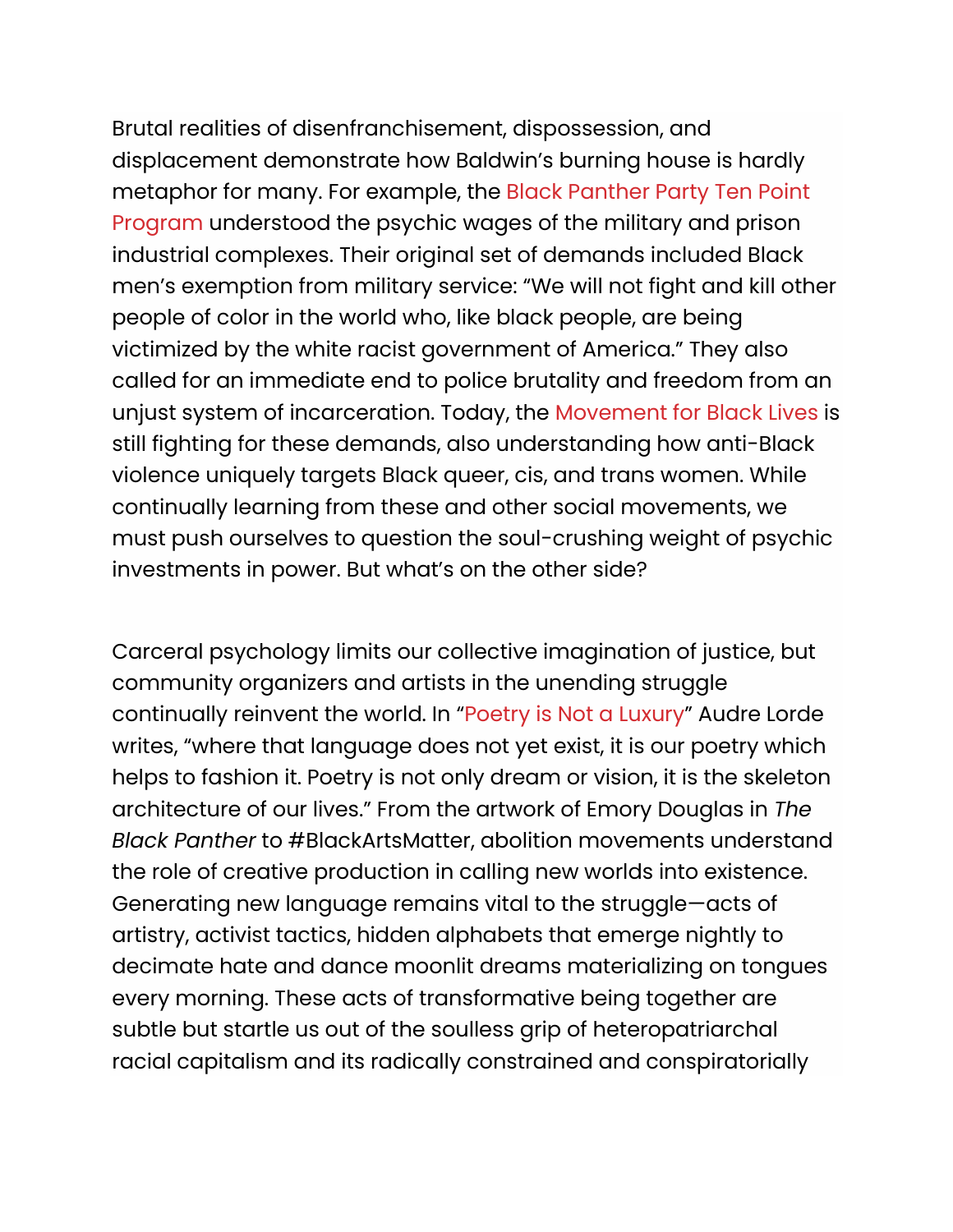Brutal realities of disenfranchisement, dispossession, and displacement demonstrate how Baldwin's burning house is hardly metaphor for many. For example, the Black Panther Party Ten Point Program understood the psychic wages of the military and prison industrial complexes. Their original set of demands included Black men's exemption from military service: "We will not fight and kill other people of color in the world who, like black people, are being victimized by the white racist government of America." They also called for an immediate end to police brutality and freedom from an unjust system of incarceration. Today, the Movement for Black Lives is still fighting for these demands, also understanding how anti-Black violence uniquely targets Black queer, cis, and trans women. While continually learning from these and other social movements, we must push ourselves to question the soul-crushing weight of psychic investments in power. But what's on the other side?

Carceral psychology limits our collective imagination of justice, but community organizers and artists in the unending struggle continually reinvent the world. In "Poetry is Not a Luxury" Audre Lorde writes, "where that language does not yet exist, it is our poetry which helps to fashion it. Poetry is not only dream or vision, it is the skeleton architecture of our lives." From the artwork of Emory Douglas in *The Black Panther* to #BlackArtsMatter, abolition movements understand the role of creative production in calling new worlds into existence. Generating new language remains vital to the struggle—acts of artistry, activist tactics, hidden alphabets that emerge nightly to decimate hate and dance moonlit dreams materializing on tongues every morning. These acts of transformative being together are subtle but startle us out of the soulless grip of heteropatriarchal racial capitalism and its radically constrained and conspiratorially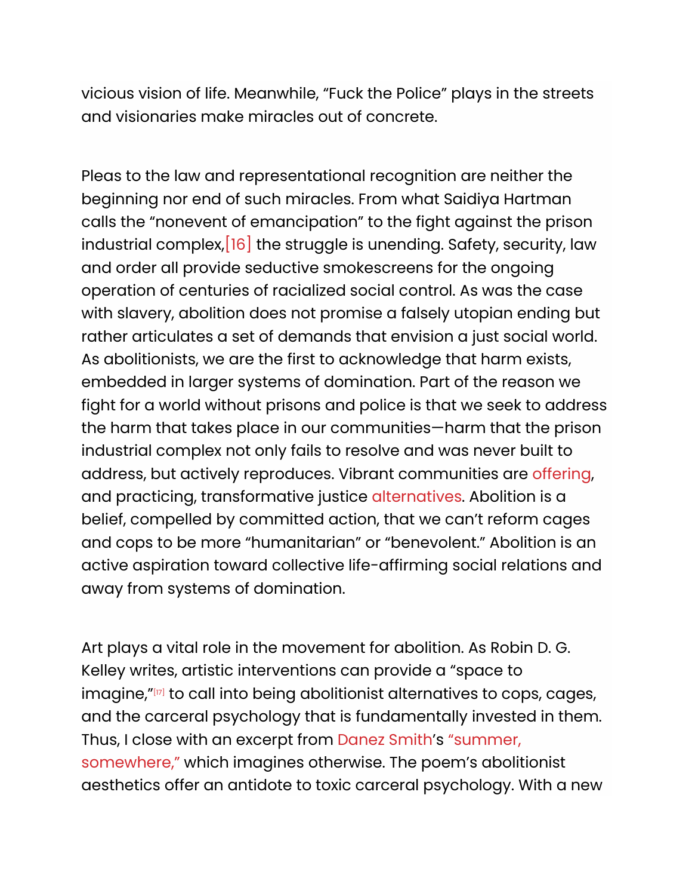vicious vision of life. Meanwhile, “Fuck the Police” plays in the streets and visionaries make miracles out of concrete.

Pleas to the law and representational recognition are neither the beginning nor end of such miracles. From what Saidiya Hartman calls the “nonevent of emancipation” to the fight against the prison industrial complex,[16] the struggle is unending. Safety, security, law and order all provide seductive smokescreens for the ongoing operation of centuries of racialized social control. As was the case with slavery, abolition does not promise a falsely utopian ending but rather articulates a set of demands that envision a just social world. As abolitionists, we are the first to acknowledge that harm exists, embedded in larger systems of domination. Part of the reason we fight for a world without prisons and police is that we seek to address the harm that takes place in our communities—harm that the prison industrial complex not only fails to resolve and was never built to address, but actively reproduces. Vibrant communities are offering, and practicing, transformative justice alternatives. Abolition is a belief, compelled by committed action, that we can’t reform cages and cops to be more “humanitarian” or “benevolent.” Abolition is an active aspiration toward collective life-affirming social relations and away from systems of domination.

Art plays a vital role in the movement for abolition. As Robin D. G. Kelley writes, artistic interventions can provide a “space to imagine,”[17] to call into being abolitionist alternatives to cops, cages, and the carceral psychology that is fundamentally invested in them. Thus, I close with an excerpt from Danez Smith’s “summer, somewhere,” which imagines otherwise. The poem’s abolitionist aesthetics offer an antidote to toxic carceral psychology. With a new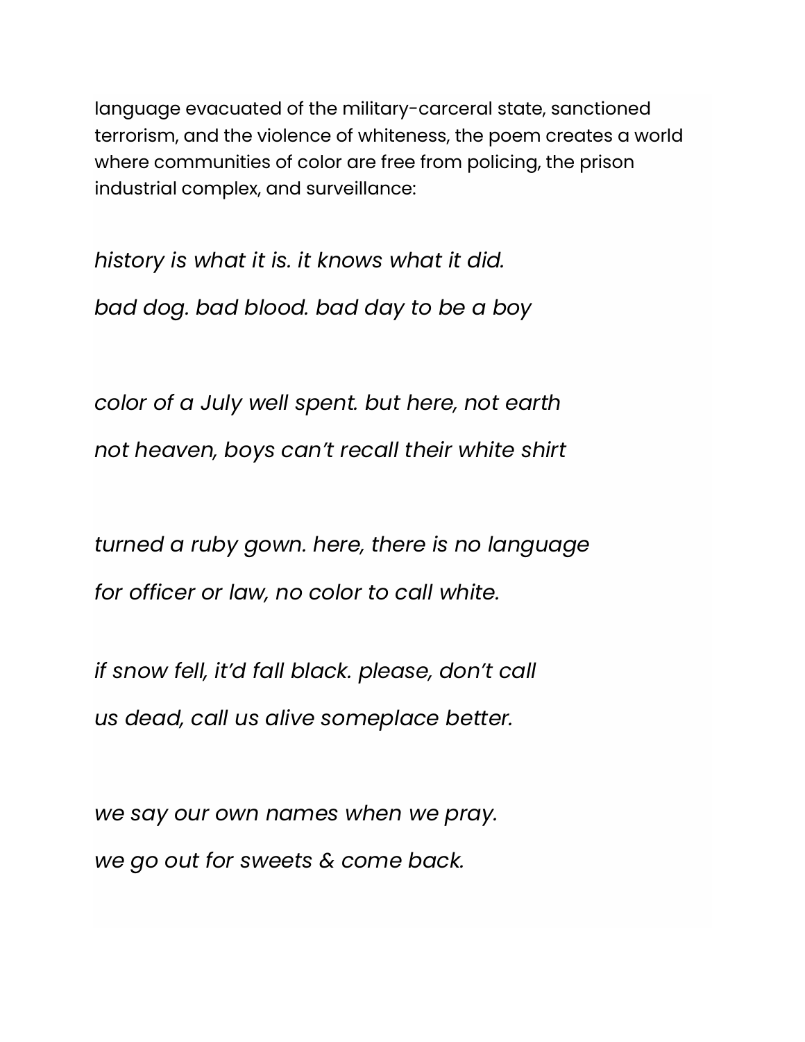language evacuated of the military-carceral state, sanctioned terrorism, and the violence of whiteness, the poem creates a world where communities of color are free from policing, the prison industrial complex, and surveillance:

*history is what it is. it knows what it did.*
*bad dog. bad blood. bad day to be a boy*

*color of a July well spent. but here, not earth*
*not heaven, boys can't recall their white shirt*

*turned a ruby gown. here, there is no language*
*for officer or law, no color to call white.*

*if snow fell, it'd fall black. please, don't call*
*us dead, call us alive someplace better.*

*we say our own names when we pray.*
*we go out for sweets & come back.*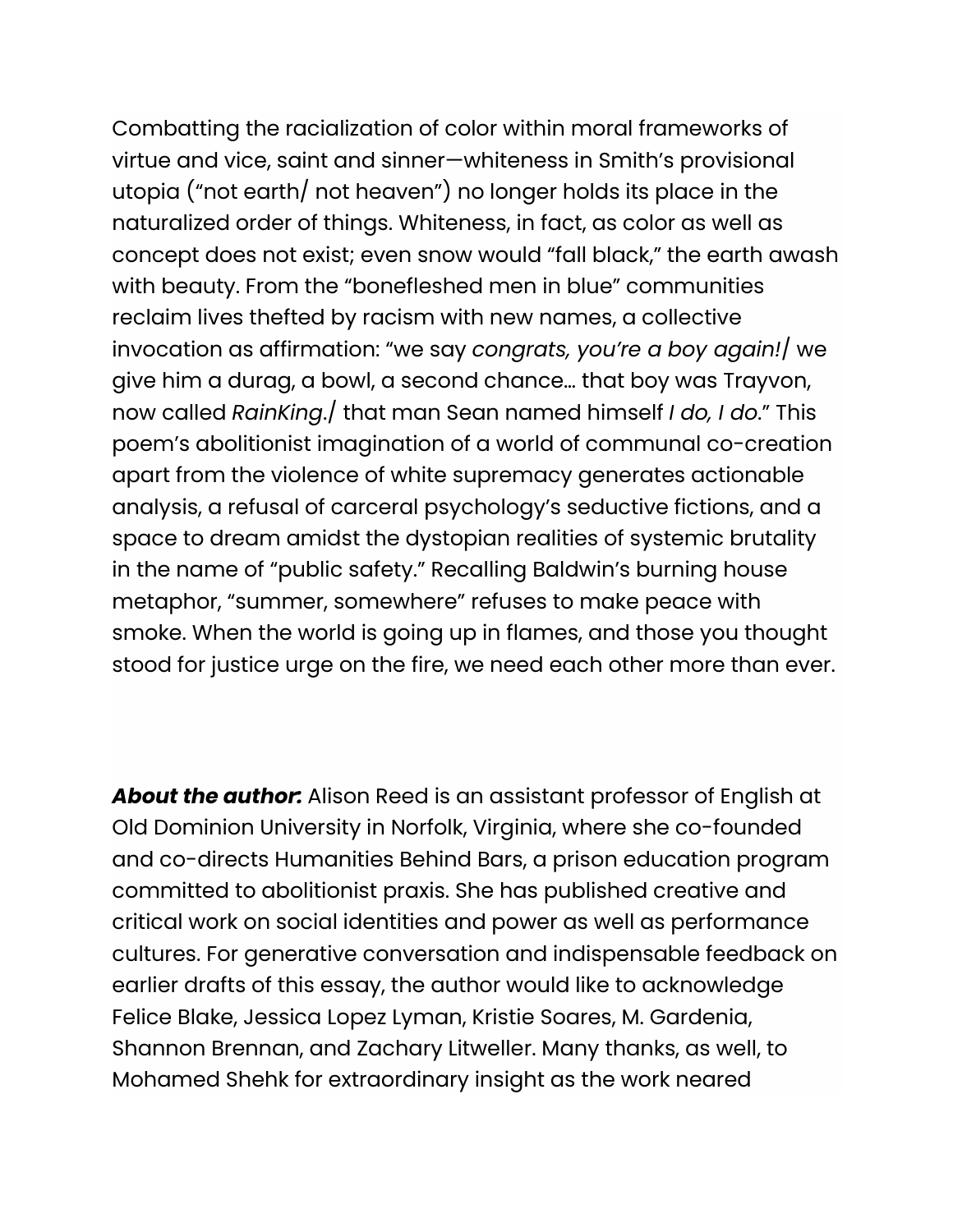Combatting the racialization of color within moral frameworks of virtue and vice, saint and sinner—whiteness in Smith's provisional utopia ("not earth/ not heaven") no longer holds its place in the naturalized order of things. Whiteness, in fact, as color as well as concept does not exist; even snow would "fall black," the earth awash with beauty. From the "bonefleshed men in blue" communities reclaim lives thefted by racism with new names, a collective invocation as affirmation: "we say *congrats, you're a boy again!*/ we give him a durag, a bowl, a second chance… that boy was Trayvon, now called *RainKing*./ that man Sean named himself *I do, I do*." This poem's abolitionist imagination of a world of communal co-creation apart from the violence of white supremacy generates actionable analysis, a refusal of carceral psychology's seductive fictions, and a space to dream amidst the dystopian realities of systemic brutality in the name of "public safety." Recalling Baldwin's burning house metaphor, "summer, somewhere" refuses to make peace with smoke. When the world is going up in flames, and those you thought stood for justice urge on the fire, we need each other more than ever.

***About the author:*** Alison Reed is an assistant professor of English at Old Dominion University in Norfolk, Virginia, where she co-founded and co-directs Humanities Behind Bars, a prison education program committed to abolitionist praxis. She has published creative and critical work on social identities and power as well as performance cultures. For generative conversation and indispensable feedback on earlier drafts of this essay, the author would like to acknowledge Felice Blake, Jessica Lopez Lyman, Kristie Soares, M. Gardenia, Shannon Brennan, and Zachary Litweller. Many thanks, as well, to Mohamed Shehk for extraordinary insight as the work neared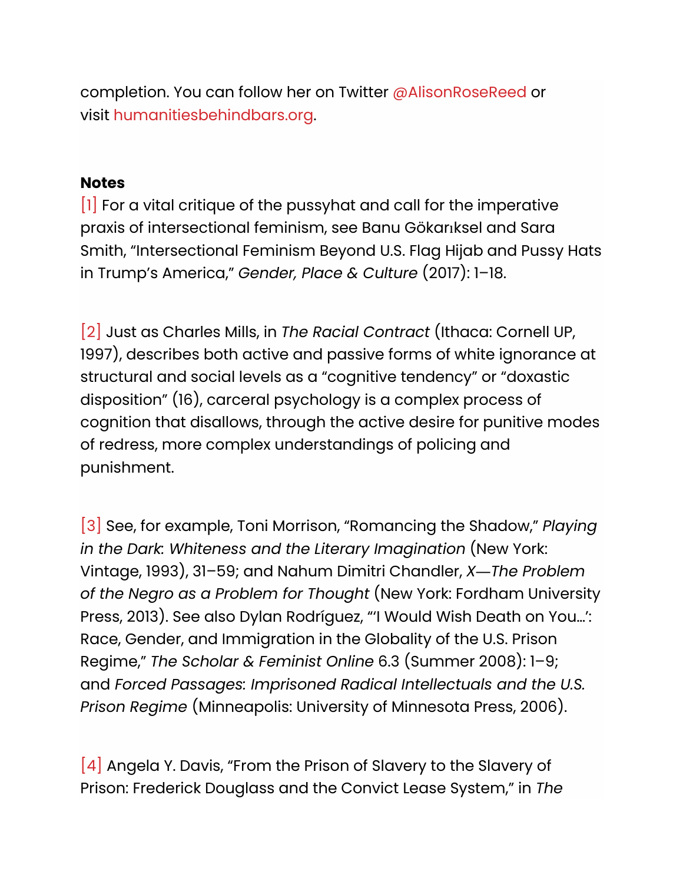completion. You can follow her on Twitter @AlisonRoseReed or visit humanitiesbehindbars.org.

**Notes**

[1] For a vital critique of the pussyhat and call for the imperative praxis of intersectional feminism, see Banu Gökarıksel and Sara Smith, "Intersectional Feminism Beyond U.S. Flag Hijab and Pussy Hats in Trump's America," *Gender, Place & Culture* (2017): 1–18.

[2] Just as Charles Mills, in *The Racial Contract* (Ithaca: Cornell UP, 1997), describes both active and passive forms of white ignorance at structural and social levels as a "cognitive tendency" or "doxastic disposition" (16), carceral psychology is a complex process of cognition that disallows, through the active desire for punitive modes of redress, more complex understandings of policing and punishment.

[3] See, for example, Toni Morrison, "Romancing the Shadow," *Playing in the Dark: Whiteness and the Literary Imagination* (New York: Vintage, 1993), 31–59; and Nahum Dimitri Chandler, *X—The Problem of the Negro as a Problem for Thought* (New York: Fordham University Press, 2013). See also Dylan Rodríguez, "'I Would Wish Death on You…': Race, Gender, and Immigration in the Globality of the U.S. Prison Regime," *The Scholar & Feminist Online* 6.3 (Summer 2008): 1–9; and *Forced Passages: Imprisoned Radical Intellectuals and the U.S. Prison Regime* (Minneapolis: University of Minnesota Press, 2006).

[4] Angela Y. Davis, "From the Prison of Slavery to the Slavery of Prison: Frederick Douglass and the Convict Lease System," in *The*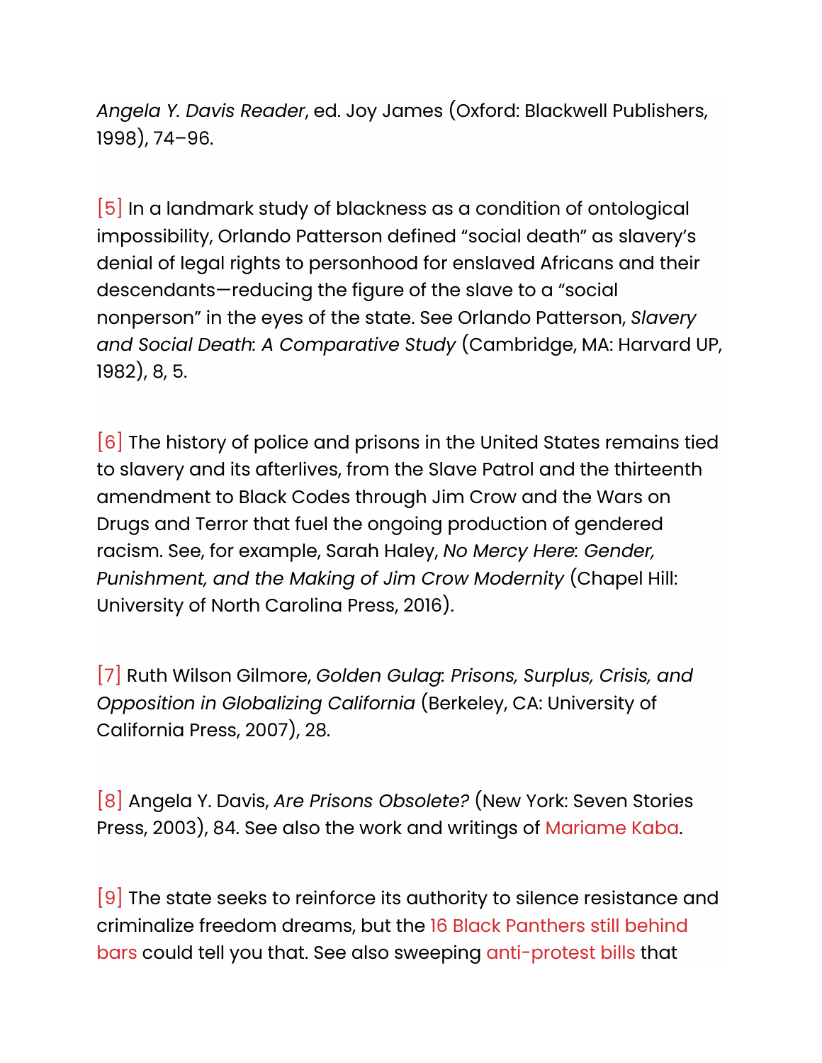*Angela Y. Davis Reader*, ed. Joy James (Oxford: Blackwell Publishers, 1998), 74–96.

[5] In a landmark study of blackness as a condition of ontological impossibility, Orlando Patterson defined "social death" as slavery's denial of legal rights to personhood for enslaved Africans and their descendants—reducing the figure of the slave to a "social nonperson" in the eyes of the state. See Orlando Patterson, *Slavery and Social Death: A Comparative Study* (Cambridge, MA: Harvard UP, 1982), 8, 5.

[6] The history of police and prisons in the United States remains tied to slavery and its afterlives, from the Slave Patrol and the thirteenth amendment to Black Codes through Jim Crow and the Wars on Drugs and Terror that fuel the ongoing production of gendered racism. See, for example, Sarah Haley, *No Mercy Here: Gender, Punishment, and the Making of Jim Crow Modernity* (Chapel Hill: University of North Carolina Press, 2016).

[7] Ruth Wilson Gilmore, *Golden Gulag: Prisons, Surplus, Crisis, and Opposition in Globalizing California* (Berkeley, CA: University of California Press, 2007), 28.

[8] Angela Y. Davis, *Are Prisons Obsolete?* (New York: Seven Stories Press, 2003), 84. See also the work and writings of Mariame Kaba.

[9] The state seeks to reinforce its authority to silence resistance and criminalize freedom dreams, but the 16 Black Panthers still behind bars could tell you that. See also sweeping anti-protest bills that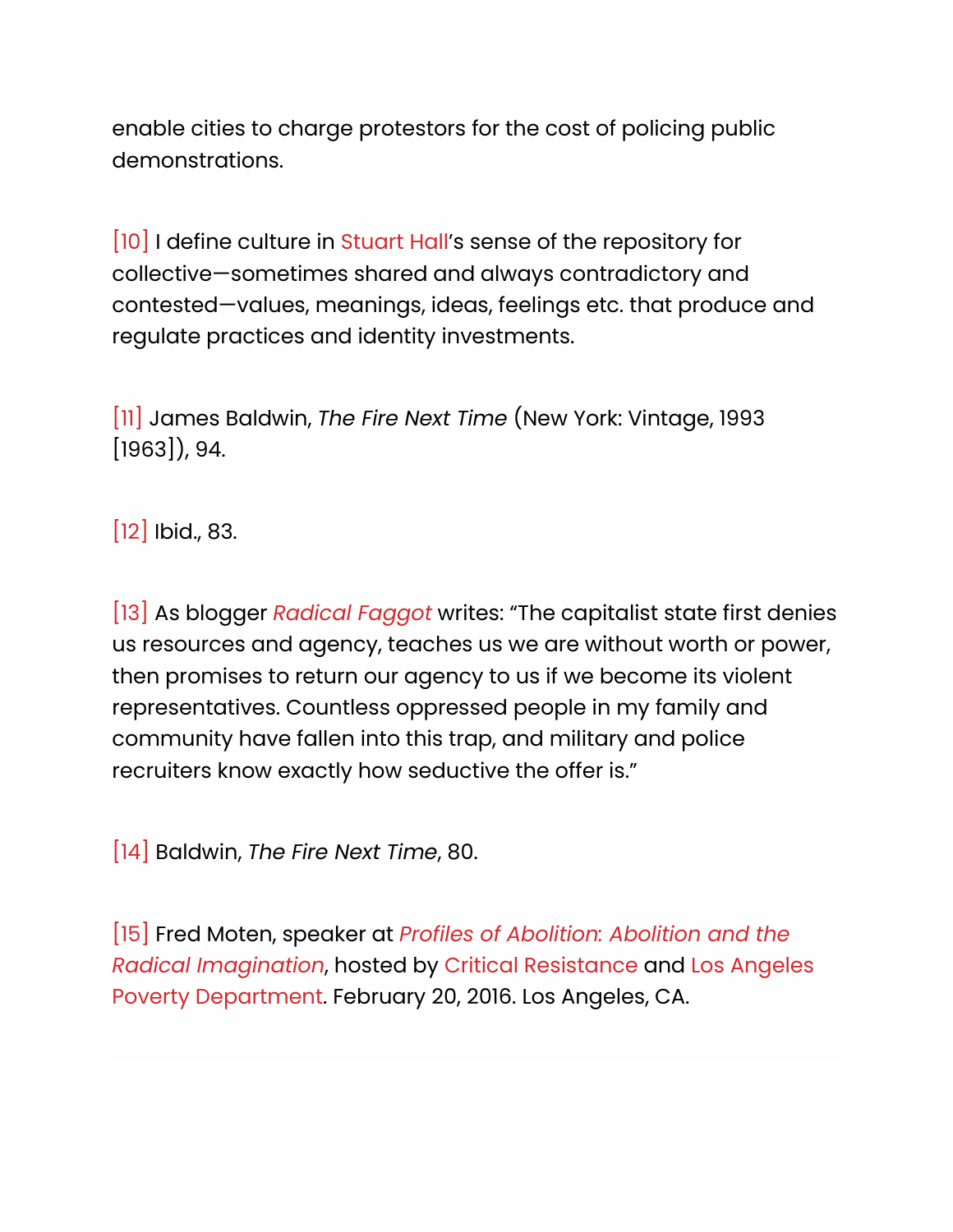enable cities to charge protestors for the cost of policing public demonstrations.

[10] I define culture in Stuart Hall's sense of the repository for collective—sometimes shared and always contradictory and contested—values, meanings, ideas, feelings etc. that produce and regulate practices and identity investments.

[11] James Baldwin, *The Fire Next Time* (New York: Vintage, 1993 [1963]), 94.

[12] Ibid., 83.

[13] As blogger *Radical Faggot* writes: "The capitalist state first denies us resources and agency, teaches us we are without worth or power, then promises to return our agency to us if we become its violent representatives. Countless oppressed people in my family and community have fallen into this trap, and military and police recruiters know exactly how seductive the offer is."

[14] Baldwin, *The Fire Next Time*, 80.

[15] Fred Moten, speaker at *Profiles of Abolition: Abolition and the Radical Imagination*, hosted by Critical Resistance and Los Angeles Poverty Department. February 20, 2016. Los Angeles, CA.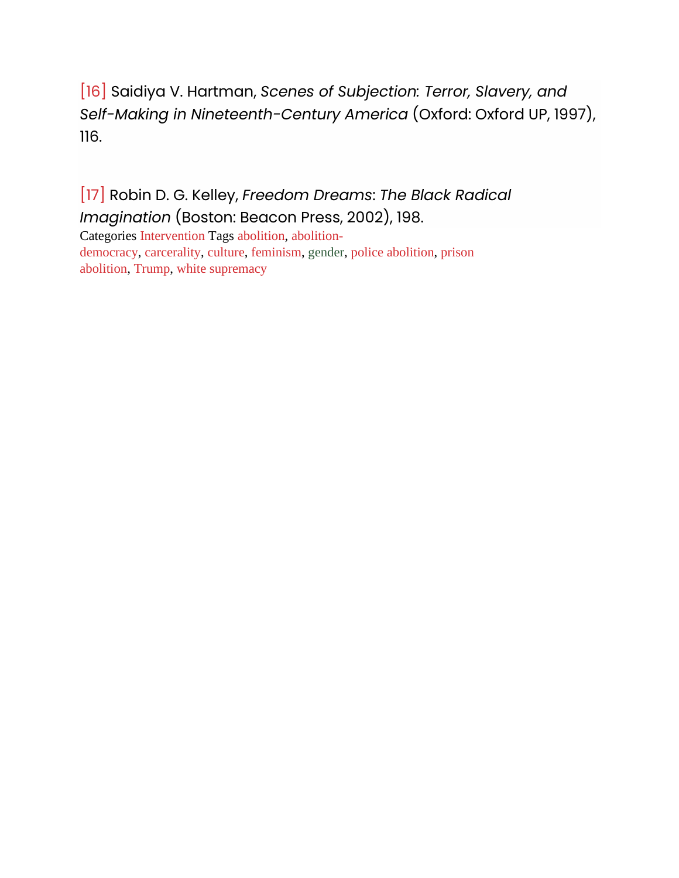[16] Saidiya V. Hartman, *Scenes of Subjection: Terror, Slavery, and Self-Making in Nineteenth-Century America* (Oxford: Oxford UP, 1997), 116.

[17] Robin D. G. Kelley, *Freedom Dreams: The Black Radical Imagination* (Boston: Beacon Press, 2002), 198.

Categories Intervention Tags abolition, abolition-democracy, carcerality, culture, feminism, gender, police abolition, prison abolition, Trump, white supremacy